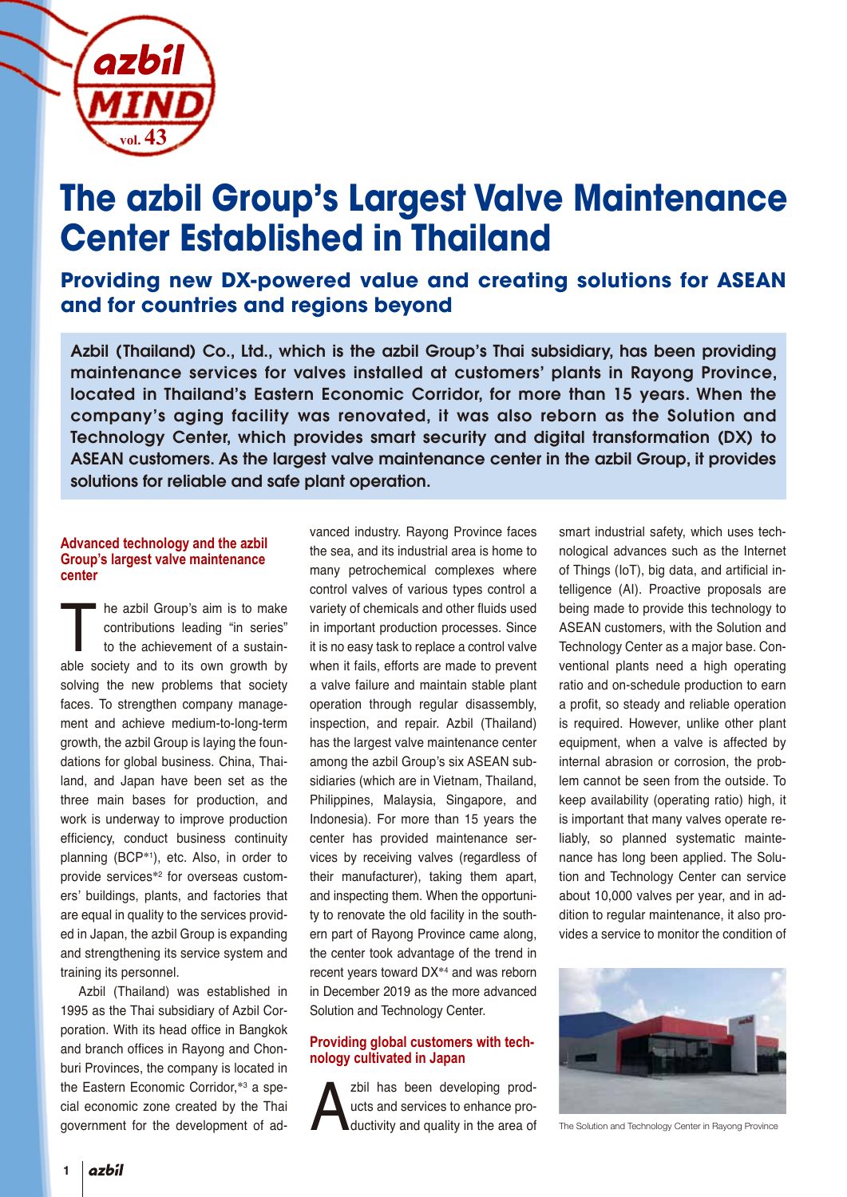# The azbil Group's Largest Valve Maintenance Center Established in Thailand

## Providing new DX-powered value and creating solutions for ASEAN and for countries and regions beyond

**Azbil (Thailand) Co., Ltd., which is the azbil Group's Thai subsidiary, has been providing maintenance services for valves installed at customers' plants in Rayong Province, located in Thailand's Eastern Economic Corridor, for more than 15 years. When the company's aging facility was renovated, it was also reborn as the Solution and Technology Center, which provides smart security and digital transformation (DX) to ASEAN customers. As the largest valve maintenance center in the azbil Group, it provides solutions for reliable and safe plant operation.**

### Advanced technology and the azbil Group's largest valve maintenance center

The azbil Group's aim is to make contributions leading "in series" to the achievement of a sustainable society and to its own growth by solving the new problems that society faces. To strengthen company management and achieve medium-to-long-term growth, the azbil Group is laying the foundations for global business. China, Thailand, and Japan have been set as the three main bases for production, and work is underway to improve production efficiency, conduct business continuity planning (BCP*[1]), etc. Also, in order to provide services*[2] for overseas customers' buildings, plants, and factories that are equal in quality to the services provided in Japan, the azbil Group is expanding and strengthening its service system and training its personnel.

Azbil (Thailand) was established in 1995 as the Thai subsidiary of Azbil Corporation. With its head office in Bangkok and branch offices in Rayong and Chonburi Provinces, the company is located in the Eastern Economic Corridor,*[3] a special economic zone created by the Thai government for the development of advanced industry. Rayong Province faces the sea, and its industrial area is home to many petrochemical complexes where control valves of various types control a variety of chemicals and other fluids used in important production processes. Since it is no easy task to replace a control valve when it fails, efforts are made to prevent a valve failure and maintain stable plant operation through regular disassembly, inspection, and repair. Azbil (Thailand) has the largest valve maintenance center among the azbil Group's six ASEAN subsidiaries (which are in Vietnam, Thailand, Philippines, Malaysia, Singapore, and Indonesia). For more than 15 years the center has provided maintenance services by receiving valves (regardless of their manufacturer), taking them apart, and inspecting them. When the opportunity to renovate the old facility in the southern part of Rayong Province came along, the center took advantage of the trend in recent years toward DX*[4] and was reborn in December 2019 as the more advanced Solution and Technology Center.

### Providing global customers with technology cultivated in Japan

Azbil has been developing products and services to enhance productivity and quality in the area of smart industrial safety, which uses technological advances such as the Internet of Things (IoT), big data, and artificial intelligence (AI). Proactive proposals are being made to provide this technology to ASEAN customers, with the Solution and Technology Center as a major base. Conventional plants need a high operating ratio and on-schedule production to earn a profit, so steady and reliable operation is required. However, unlike other plant equipment, when a valve is affected by internal abrasion or corrosion, the problem cannot be seen from the outside. To keep availability (operating ratio) high, it is important that many valves operate reliably, so planned systematic maintenance has long been applied. The Solution and Technology Center can service about 10,000 valves per year, and in addition to regular maintenance, it also provides a service to monitor the condition of

The Solution and Technology Center in Rayong Province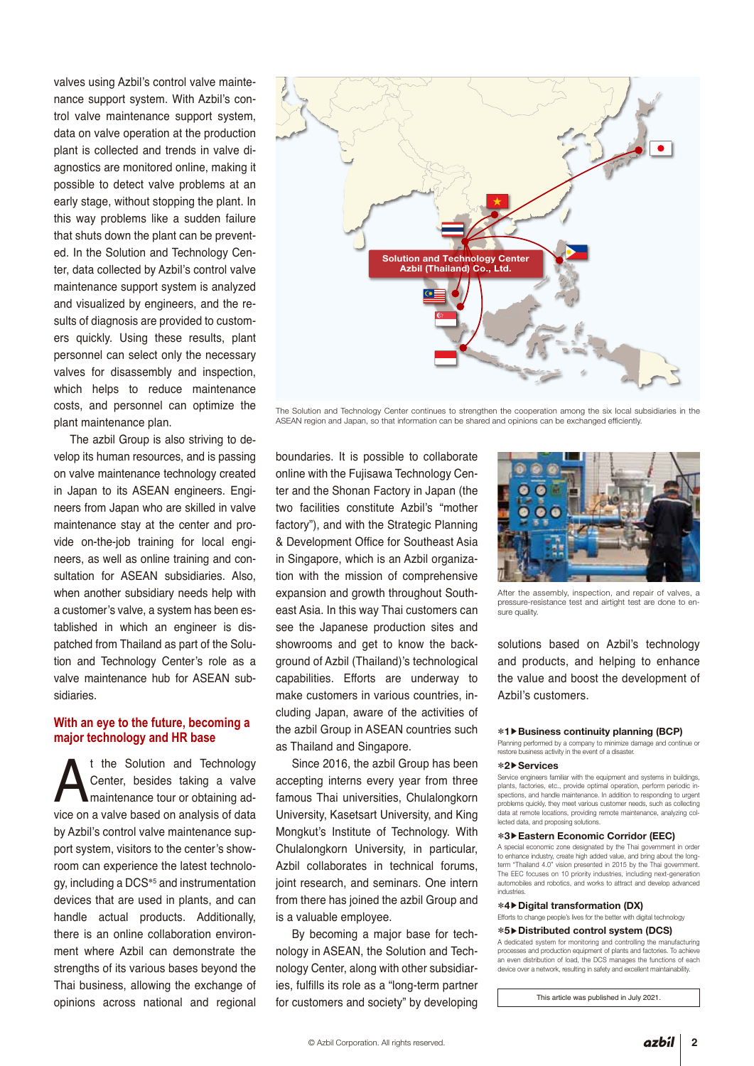valves using Azbil's control valve maintenance support system. With Azbil's control valve maintenance support system, data on valve operation at the production plant is collected and trends in valve diagnostics are monitored online, making it possible to detect valve problems at an early stage, without stopping the plant. In this way problems like a sudden failure that shuts down the plant can be prevented. In the Solution and Technology Center, data collected by Azbil's control valve maintenance support system is analyzed and visualized by engineers, and the results of diagnosis are provided to customers quickly. Using these results, plant personnel can select only the necessary valves for disassembly and inspection, which helps to reduce maintenance costs, and personnel can optimize the plant maintenance plan.

The azbil Group is also striving to develop its human resources, and is passing on valve maintenance technology created in Japan to its ASEAN engineers. Engineers from Japan who are skilled in valve maintenance stay at the center and provide on-the-job training for local engineers, as well as online training and consultation for ASEAN subsidiaries. Also, when another subsidiary needs help with a customer's valve, a system has been established in which an engineer is dispatched from Thailand as part of the Solution and Technology Center's role as a valve maintenance hub for ASEAN subsidiaries.

## With an eye to the future, becoming a major technology and HR base

At the Solution and Technology Center, besides taking a valve maintenance tour or obtaining advice on a valve based on analysis of data by Azbil's control valve maintenance support system, visitors to the center's showroom can experience the latest technology, including a DCS*5 and instrumentation devices that are used in plants, and can handle actual products. Additionally, there is an online collaboration environment where Azbil can demonstrate the strengths of its various bases beyond the Thai business, allowing the exchange of opinions across national and regional boundaries. It is possible to collaborate online with the Fujisawa Technology Center and the Shonan Factory in Japan (the two facilities constitute Azbil's "mother factory"), and with the Strategic Planning & Development Office for Southeast Asia in Singapore, which is an Azbil organization with the mission of comprehensive expansion and growth throughout Southeast Asia. In this way Thai customers can see the Japanese production sites and showrooms and get to know the background of Azbil (Thailand)'s technological capabilities. Efforts are underway to make customers in various countries, including Japan, aware of the activities of the azbil Group in ASEAN countries such as Thailand and Singapore.

Since 2016, the azbil Group has been accepting interns every year from three famous Thai universities, Chulalongkorn University, Kasetsart University, and King Mongkut's Institute of Technology. With Chulalongkorn University, in particular, Azbil collaborates in technical forums, joint research, and seminars. One intern from there has joined the azbil Group and is a valuable employee.

By becoming a major base for technology in ASEAN, the Solution and Technology Center, along with other subsidiaries, fulfills its role as a "long-term partner for customers and society" by developing solutions based on Azbil's technology and products, and helping to enhance the value and boost the development of Azbil's customers.

Solution and Technology Center
Azbil (Thailand) Co., Ltd.

The Solution and Technology Center continues to strengthen the cooperation among the six local subsidiaries in the ASEAN region and Japan, so that information can be shared and opinions can be exchanged efficiently.

After the assembly, inspection, and repair of valves, a pressure-resistance test and airtight test are done to ensure quality.

**\*1▶Business continuity planning (BCP)**
Planning performed by a company to minimize damage and continue or restore business activity in the event of a disaster.

**\*2▶Services**
Service engineers familiar with the equipment and systems in buildings, plants, factories, etc., provide optimal operation, perform periodic inspections, and handle maintenance. In addition to responding to urgent problems quickly, they meet various customer needs, such as collecting data at remote locations, providing remote maintenance, analyzing collected data, and proposing solutions.

**\*3▶Eastern Economic Corridor (EEC)**
A special economic zone designated by the Thai government in order to enhance industry, create high added value, and bring about the long-term "Thailand 4.0" vision presented in 2015 by the Thai government. The EEC focuses on 10 priority industries, including next-generation automobiles and robotics, and works to attract and develop advanced industries.

**\*4▶Digital transformation (DX)**
Efforts to change people's lives for the better with digital technology

**\*5▶Distributed control system (DCS)**
A dedicated system for monitoring and controlling the manufacturing processes and production equipment of plants and factories. To achieve an even distribution of load, the DCS manages the functions of each device over a network, resulting in safety and excellent maintainability.

This article was published in July 2021.

© Azbil Corporation. All rights reserved.